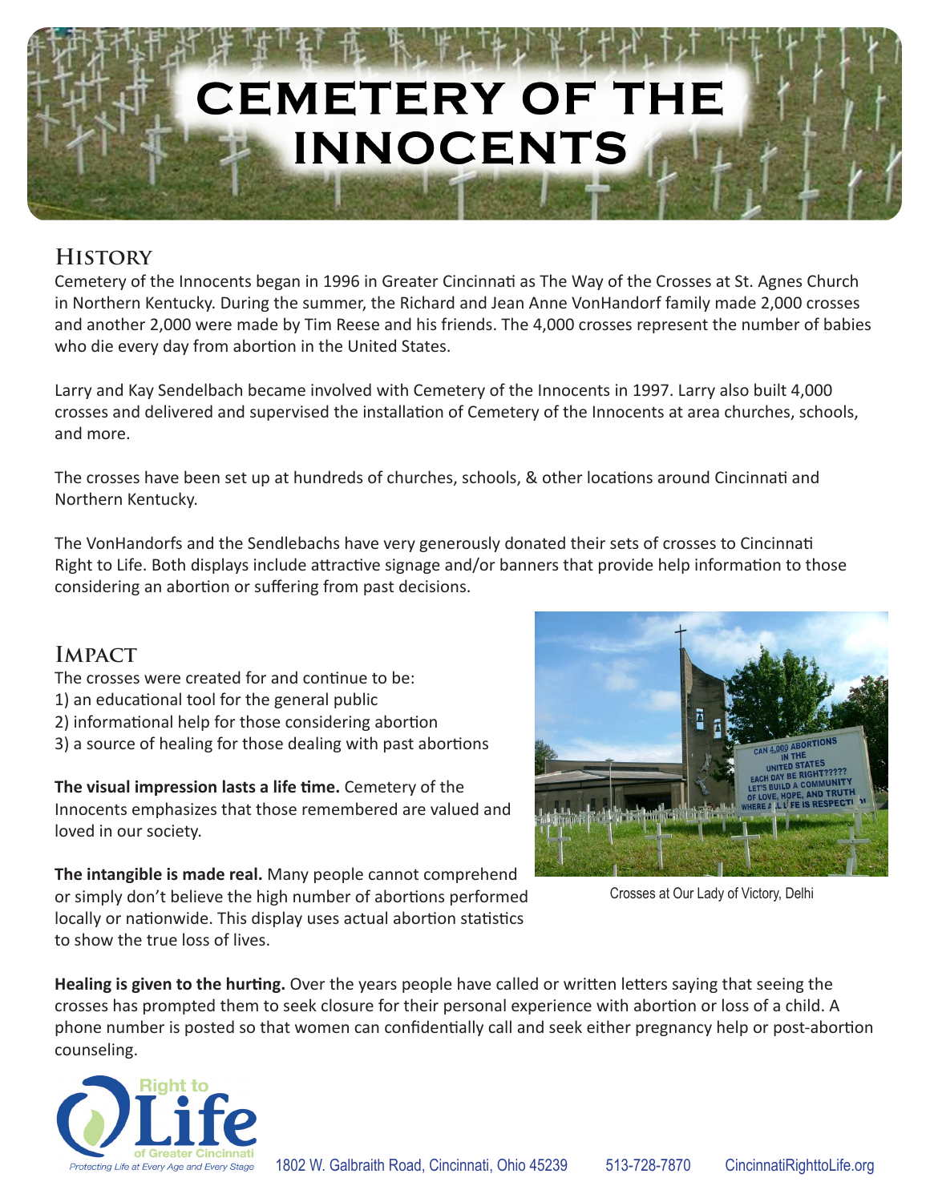# CEMETERY OF THE INNOCENTS

## History

Cemetery of the Innocents began in 1996 in Greater Cincinnati as The Way of the Crosses at St. Agnes Church in Northern Kentucky. During the summer, the Richard and Jean Anne VonHandorf family made 2,000 crosses and another 2,000 were made by Tim Reese and his friends. The 4,000 crosses represent the number of babies who die every day from abortion in the United States.

Larry and Kay Sendelbach became involved with Cemetery of the Innocents in 1997. Larry also built 4,000 crosses and delivered and supervised the installation of Cemetery of the Innocents at area churches, schools, and more.

The crosses have been set up at hundreds of churches, schools, & other locations around Cincinnati and Northern Kentucky.

The VonHandorfs and the Sendlebachs have very generously donated their sets of crosses to Cincinnati Right to Life. Both displays include attractive signage and/or banners that provide help information to those considering an abortion or suffering from past decisions.

## Impact

The crosses were created for and continue to be:
1) an educational tool for the general public
2) informational help for those considering abortion
3) a source of healing for those dealing with past abortions

**The visual impression lasts a life time.** Cemetery of the Innocents emphasizes that those remembered are valued and loved in our society.

**The intangible is made real.** Many people cannot comprehend or simply don't believe the high number of abortions performed locally or nationwide. This display uses actual abortion statistics to show the true loss of lives.

Crosses at Our Lady of Victory, Delhi

**Healing is given to the hurting.** Over the years people have called or written letters saying that seeing the crosses has prompted them to seek closure for their personal experience with abortion or loss of a child. A phone number is posted so that women can confidentially call and seek either pregnancy help or post-abortion counseling.

Right to Life of Greater Cincinnati
*Protecting Life at Every Age and Every Stage*

1802 W. Galbraith Road, Cincinnati, Ohio 45239 513-728-7870 CincinnatiRighttoLife.org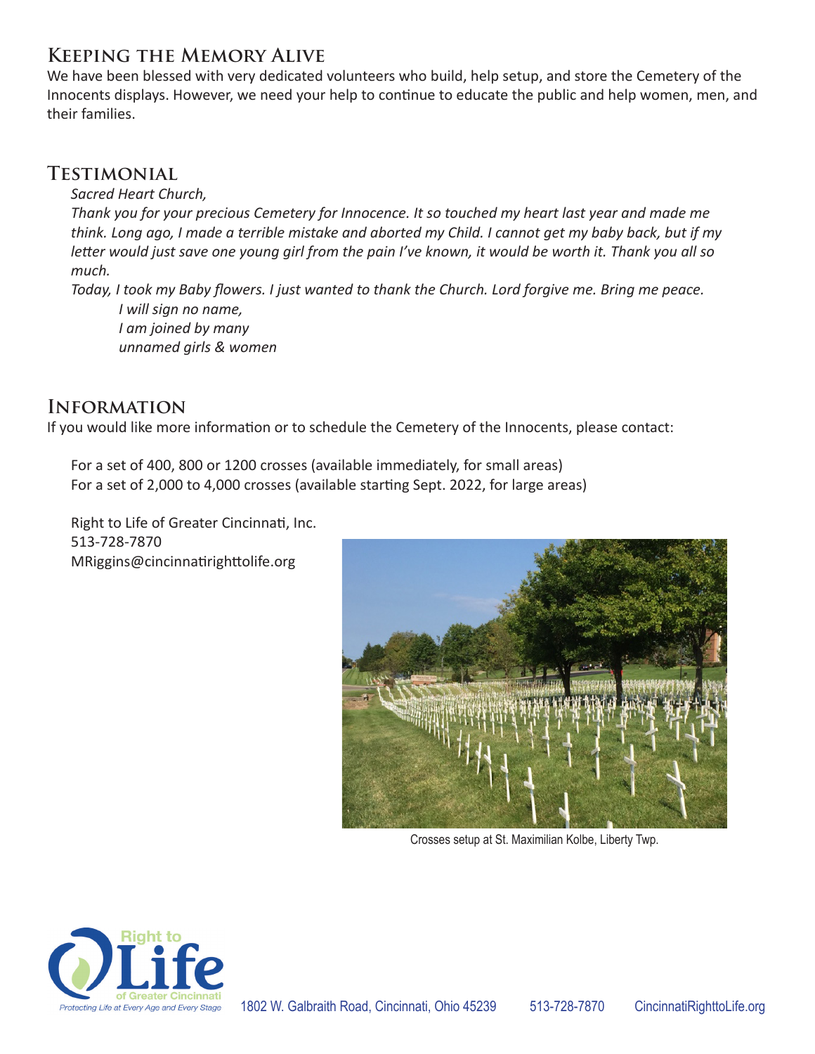## Keeping the Memory Alive

We have been blessed with very dedicated volunteers who build, help setup, and store the Cemetery of the Innocents displays. However, we need your help to continue to educate the public and help women, men, and their families.

## Testimonial

*Sacred Heart Church,*

*Thank you for your precious Cemetery for Innocence. It so touched my heart last year and made me think. Long ago, I made a terrible mistake and aborted my Child. I cannot get my baby back, but if my letter would just save one young girl from the pain I've known, it would be worth it. Thank you all so much.*

*Today, I took my Baby flowers. I just wanted to thank the Church. Lord forgive me. Bring me peace.*

*I will sign no name,*
*I am joined by many*
*unnamed girls & women*

## Information

If you would like more information or to schedule the Cemetery of the Innocents, please contact:

For a set of 400, 800 or 1200 crosses (available immediately, for small areas)
For a set of 2,000 to 4,000 crosses (available starting Sept. 2022, for large areas)

Right to Life of Greater Cincinnati, Inc.
513-728-7870
MRiggins@cincinnatirighttolife.org

Crosses setup at St. Maximilian Kolbe, Liberty Twp.

Right to Life of Greater Cincinnati
Protecting Life at Every Age and Every Stage

1802 W. Galbraith Road, Cincinnati, Ohio 45239 513-728-7870 CincinnatiRighttoLife.org